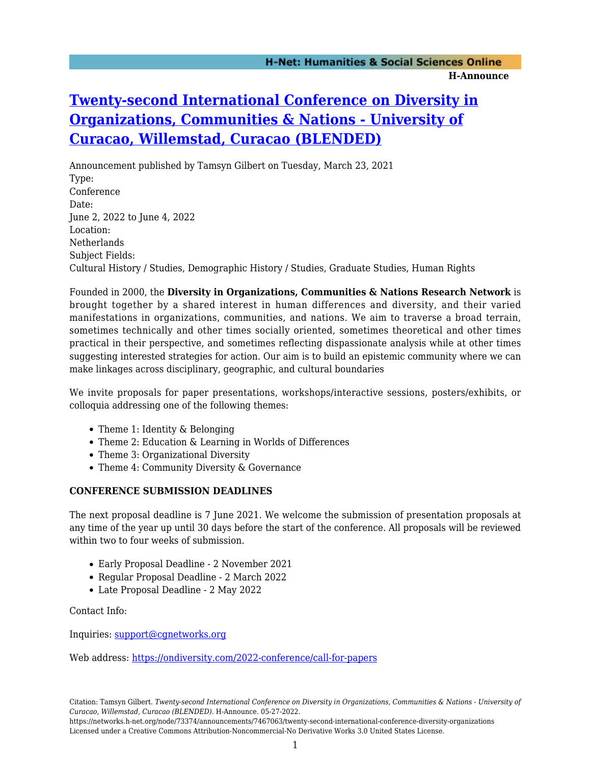# [Twenty-second International Conference on Diversity in Organizations, Communities & Nations - University of Curacao, Willemstad, Curacao (BLENDED)](https://networks.h-net.org/node/73374/announcements/7467063/twenty-second-international-conference-diversity-organizations)

Announcement published by Tamsyn Gilbert on Tuesday, March 23, 2021

Type:

Conference

Date:

June 2, 2022 to June 4, 2022

Location:

Netherlands

Subject Fields:

Cultural History / Studies, Demographic History / Studies, Graduate Studies, Human Rights

Founded in 2000, the **Diversity in Organizations, Communities & Nations Research Network** is brought together by a shared interest in human differences and diversity, and their varied manifestations in organizations, communities, and nations. We aim to traverse a broad terrain, sometimes technically and other times socially oriented, sometimes theoretical and other times practical in their perspective, and sometimes reflecting dispassionate analysis while at other times suggesting interested strategies for action. Our aim is to build an epistemic community where we can make linkages across disciplinary, geographic, and cultural boundaries

We invite proposals for paper presentations, workshops/interactive sessions, posters/exhibits, or colloquia addressing one of the following themes:

- Theme 1: Identity & Belonging
- Theme 2: Education & Learning in Worlds of Differences
- Theme 3: Organizational Diversity
- Theme 4: Community Diversity & Governance

**CONFERENCE SUBMISSION DEADLINES**

The next proposal deadline is 7 June 2021. We welcome the submission of presentation proposals at any time of the year up until 30 days before the start of the conference. All proposals will be reviewed within two to four weeks of submission.

- Early Proposal Deadline - 2 November 2021
- Regular Proposal Deadline - 2 March 2022
- Late Proposal Deadline - 2 May 2022

Contact Info:

Inquiries: [support@cgnetworks.org](mailto:support@cgnetworks.org)

Web address: [https://ondiversity.com/2022-conference/call-for-papers](https://ondiversity.com/2022-conference/call-for-papers)

Citation: Tamsyn Gilbert. *Twenty-second International Conference on Diversity in Organizations, Communities & Nations - University of Curacao, Willemstad, Curacao (BLENDED)*. H-Announce. 05-27-2022.
https://networks.h-net.org/node/73374/announcements/7467063/twenty-second-international-conference-diversity-organizations
Licensed under a Creative Commons Attribution-Noncommercial-No Derivative Works 3.0 United States License.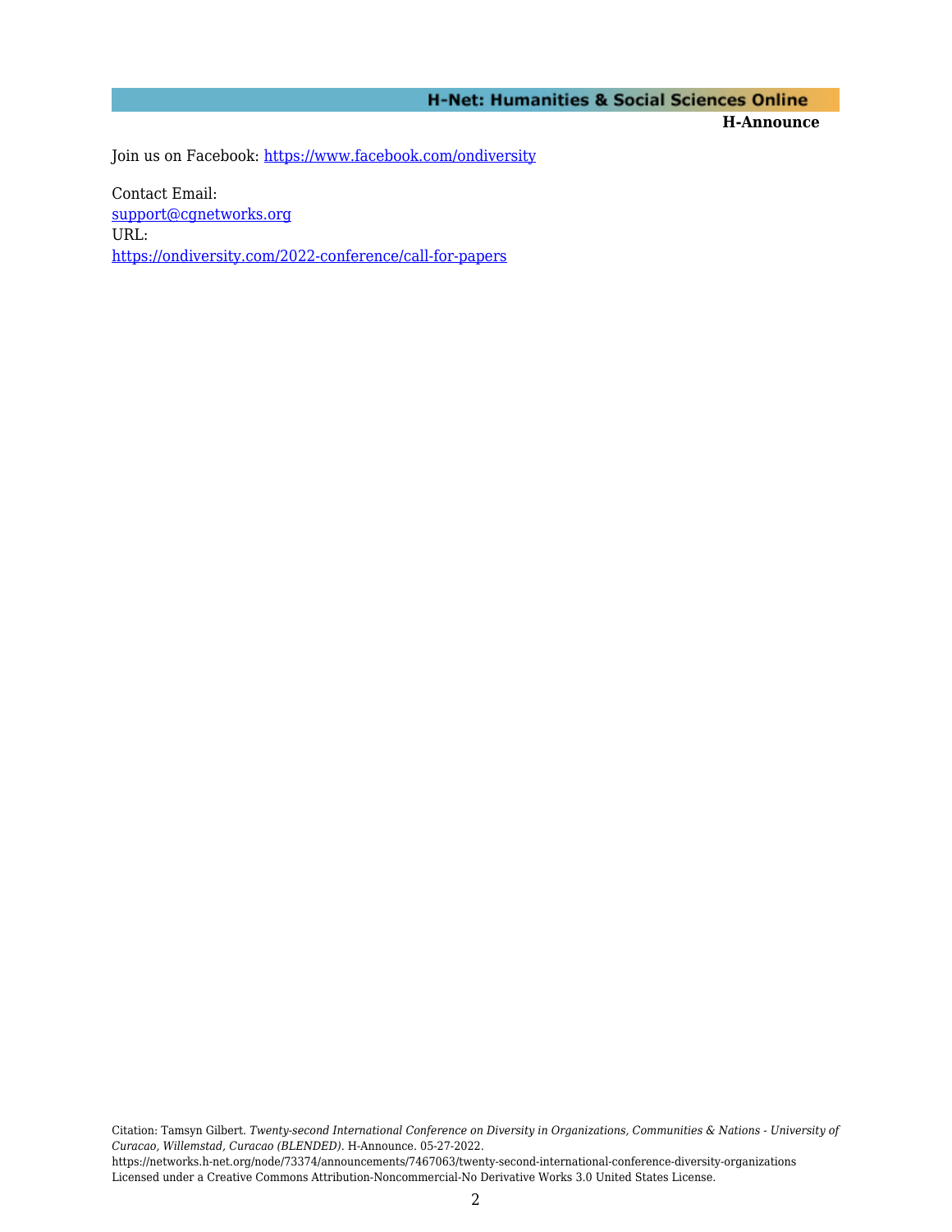Join us on Facebook: https://www.facebook.com/ondiversity

Contact Email:
support@cgnetworks.org
URL:
https://ondiversity.com/2022-conference/call-for-papers